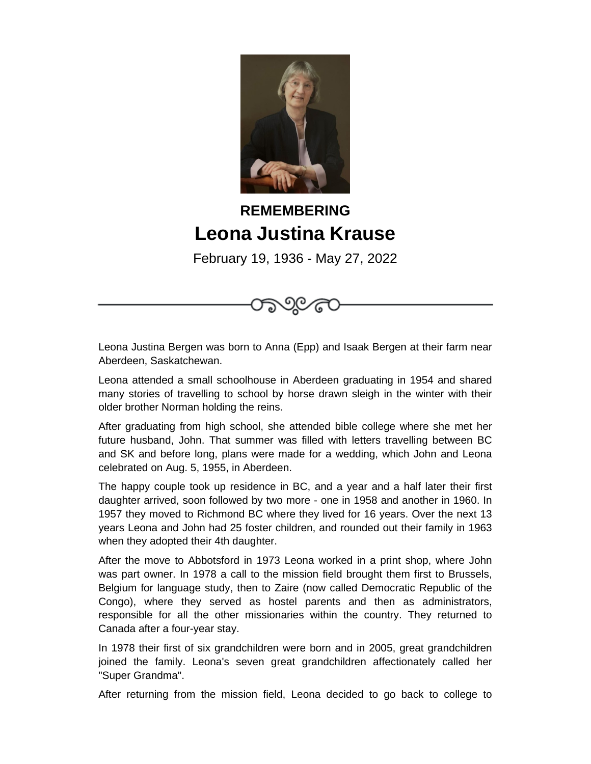REMEMBERING

# Leona Justina Krause

February 19, 1936 - May 27, 2022

Leona Justina Bergen was born to Anna (Epp) and Isaak Bergen at their farm near Aberdeen, Saskatchewan.

Leona attended a small schoolhouse in Aberdeen graduating in 1954 and shared many stories of travelling to school by horse drawn sleigh in the winter with their older brother Norman holding the reins.

After graduating from high school, she attended bible college where she met her future husband, John. That summer was filled with letters travelling between BC and SK and before long, plans were made for a wedding, which John and Leona celebrated on Aug. 5, 1955, in Aberdeen.

The happy couple took up residence in BC, and a year and a half later their first daughter arrived, soon followed by two more - one in 1958 and another in 1960. In 1957 they moved to Richmond BC where they lived for 16 years. Over the next 13 years Leona and John had 25 foster children, and rounded out their family in 1963 when they adopted their 4th daughter.

After the move to Abbotsford in 1973 Leona worked in a print shop, where John was part owner. In 1978 a call to the mission field brought them first to Brussels, Belgium for language study, then to Zaire (now called Democratic Republic of the Congo), where they served as hostel parents and then as administrators, responsible for all the other missionaries within the country. They returned to Canada after a four-year stay.

In 1978 their first of six grandchildren were born and in 2005, great grandchildren joined the family. Leona's seven great grandchildren affectionately called her "Super Grandma".

After returning from the mission field, Leona decided to go back to college to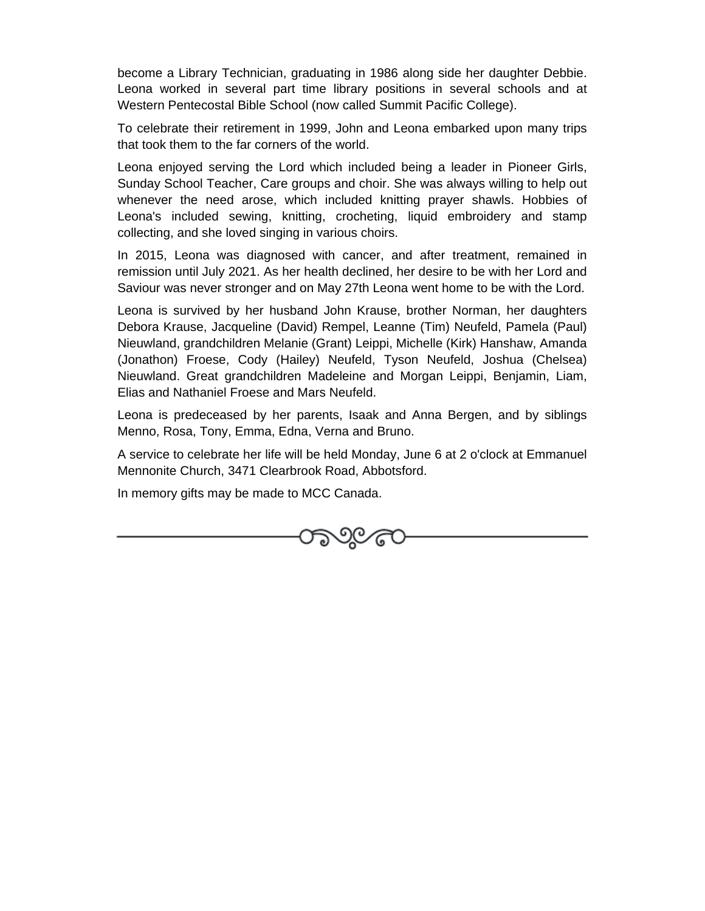become a Library Technician, graduating in 1986 along side her daughter Debbie. Leona worked in several part time library positions in several schools and at Western Pentecostal Bible School (now called Summit Pacific College).

To celebrate their retirement in 1999, John and Leona embarked upon many trips that took them to the far corners of the world.

Leona enjoyed serving the Lord which included being a leader in Pioneer Girls, Sunday School Teacher, Care groups and choir. She was always willing to help out whenever the need arose, which included knitting prayer shawls. Hobbies of Leona's included sewing, knitting, crocheting, liquid embroidery and stamp collecting, and she loved singing in various choirs.

In 2015, Leona was diagnosed with cancer, and after treatment, remained in remission until July 2021. As her health declined, her desire to be with her Lord and Saviour was never stronger and on May 27th Leona went home to be with the Lord.

Leona is survived by her husband John Krause, brother Norman, her daughters Debora Krause, Jacqueline (David) Rempel, Leanne (Tim) Neufeld, Pamela (Paul) Nieuwland, grandchildren Melanie (Grant) Leippi, Michelle (Kirk) Hanshaw, Amanda (Jonathon) Froese, Cody (Hailey) Neufeld, Tyson Neufeld, Joshua (Chelsea) Nieuwland. Great grandchildren Madeleine and Morgan Leippi, Benjamin, Liam, Elias and Nathaniel Froese and Mars Neufeld.

Leona is predeceased by her parents, Isaak and Anna Bergen, and by siblings Menno, Rosa, Tony, Emma, Edna, Verna and Bruno.

A service to celebrate her life will be held Monday, June 6 at 2 o'clock at Emmanuel Mennonite Church, 3471 Clearbrook Road, Abbotsford.

In memory gifts may be made to MCC Canada.